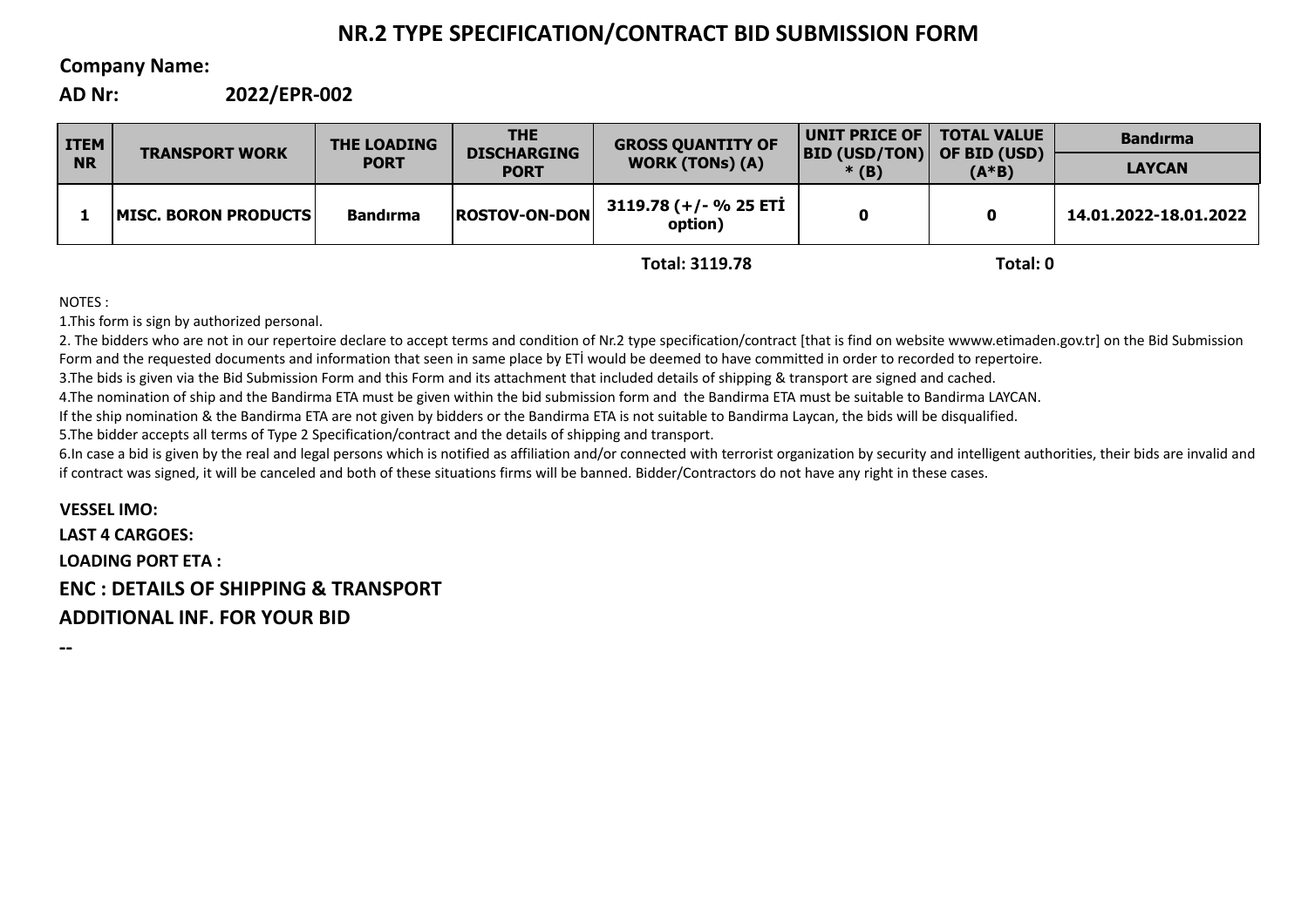# NR.2 TYPE SPECIFICATION/CONTRACT BID SUBMISSION FORM

**Company Name:**

**AD Nr:** **2022/EPR-002**

| ITEM NR | TRANSPORT WORK | THE LOADING PORT | THE DISCHARGING PORT | GROSS QUANTITY OF WORK (TONs) (A) | UNIT PRICE OF BID (USD/TON) * (B) | TOTAL VALUE OF BID (USD) (A*B) | Bandırma |
|---|---|---|---|---|---|---|---|
| | | | | | | | LAYCAN |
| 1 | MISC. BORON PRODUCTS | Bandırma | ROSTOV-ON-DON | 3119.78 (+/- % 25 ETİ option) | 0 | 0 | 14.01.2022-18.01.2022 |
| | | | | Total: 3119.78 | | Total: 0 | |

NOTES :

1.This form is sign by authorized personal.

2. The bidders who are not in our repertoire declare to accept terms and condition of Nr.2 type specification/contract [that is find on website wwww.etimaden.gov.tr] on the Bid Submission Form and the requested documents and information that seen in same place by ETİ would be deemed to have committed in order to recorded to repertoire.

3.The bids is given via the Bid Submission Form and this Form and its attachment that included details of shipping & transport are signed and cached.

4.The nomination of ship and the Bandirma ETA must be given within the bid submission form and the Bandirma ETA must be suitable to Bandirma LAYCAN.
If the ship nomination & the Bandirma ETA are not given by bidders or the Bandirma ETA is not suitable to Bandirma Laycan, the bids will be disqualified.

5.The bidder accepts all terms of Type 2 Specification/contract and the details of shipping and transport.

6.In case a bid is given by the real and legal persons which is notified as affiliation and/or connected with terrorist organization by security and intelligent authorities, their bids are invalid and if contract was signed, it will be canceled and both of these situations firms will be banned. Bidder/Contractors do not have any right in these cases.

**VESSEL IMO:**

**LAST 4 CARGOES:**

**LOADING PORT ETA :**

## ENC : DETAILS OF SHIPPING & TRANSPORT

## ADDITIONAL INF. FOR YOUR BID

--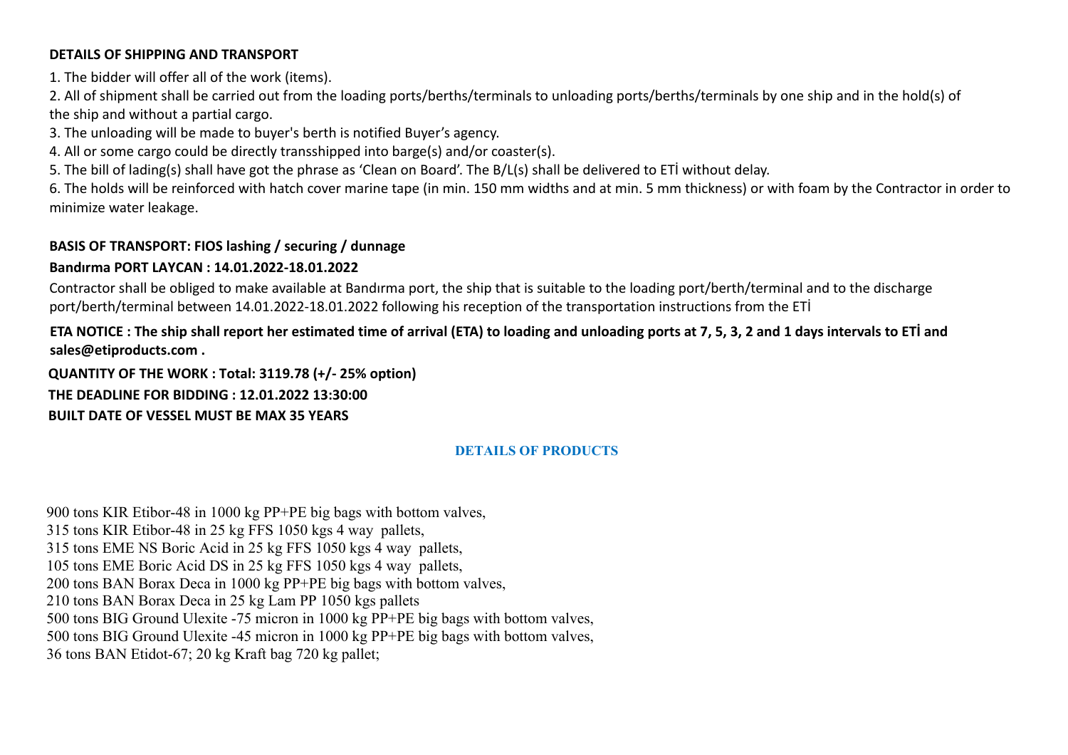**DETAILS OF SHIPPING AND TRANSPORT**

1. The bidder will offer all of the work (items).
2. All of shipment shall be carried out from the loading ports/berths/terminals to unloading ports/berths/terminals by one ship and in the hold(s) of the ship and without a partial cargo.
3. The unloading will be made to buyer's berth is notified Buyer's agency.
4. All or some cargo could be directly transshipped into barge(s) and/or coaster(s).
5. The bill of lading(s) shall have got the phrase as 'Clean on Board'. The B/L(s) shall be delivered to ETİ without delay.
6. The holds will be reinforced with hatch cover marine tape (in min. 150 mm widths and at min. 5 mm thickness) or with foam by the Contractor in order to minimize water leakage.

**BASIS OF TRANSPORT: FIOS lashing / securing / dunnage**

**Bandırma PORT LAYCAN : 14.01.2022-18.01.2022**

Contractor shall be obliged to make available at Bandırma port, the ship that is suitable to the loading port/berth/terminal and to the discharge port/berth/terminal between 14.01.2022-18.01.2022 following his reception of the transportation instructions from the ETİ

**ETA NOTICE : The ship shall report her estimated time of arrival (ETA) to loading and unloading ports at 7, 5, 3, 2 and 1 days intervals to ETİ and sales@etiproducts.com .**

**QUANTITY OF THE WORK : Total: 3119.78 (+/- 25% option)**

**THE DEADLINE FOR BIDDING : 12.01.2022 13:30:00**

**BUILT DATE OF VESSEL MUST BE MAX 35 YEARS**

**DETAILS OF PRODUCTS**

900 tons KIR Etibor-48 in 1000 kg PP+PE big bags with bottom valves,
315 tons KIR Etibor-48 in 25 kg FFS 1050 kgs 4 way pallets,
315 tons EME NS Boric Acid in 25 kg FFS 1050 kgs 4 way pallets,
105 tons EME Boric Acid DS in 25 kg FFS 1050 kgs 4 way pallets,
200 tons BAN Borax Deca in 1000 kg PP+PE big bags with bottom valves,
210 tons BAN Borax Deca in 25 kg Lam PP 1050 kgs pallets
500 tons BIG Ground Ulexite -75 micron in 1000 kg PP+PE big bags with bottom valves,
500 tons BIG Ground Ulexite -45 micron in 1000 kg PP+PE big bags with bottom valves,
36 tons BAN Etidot-67; 20 kg Kraft bag 720 kg pallet;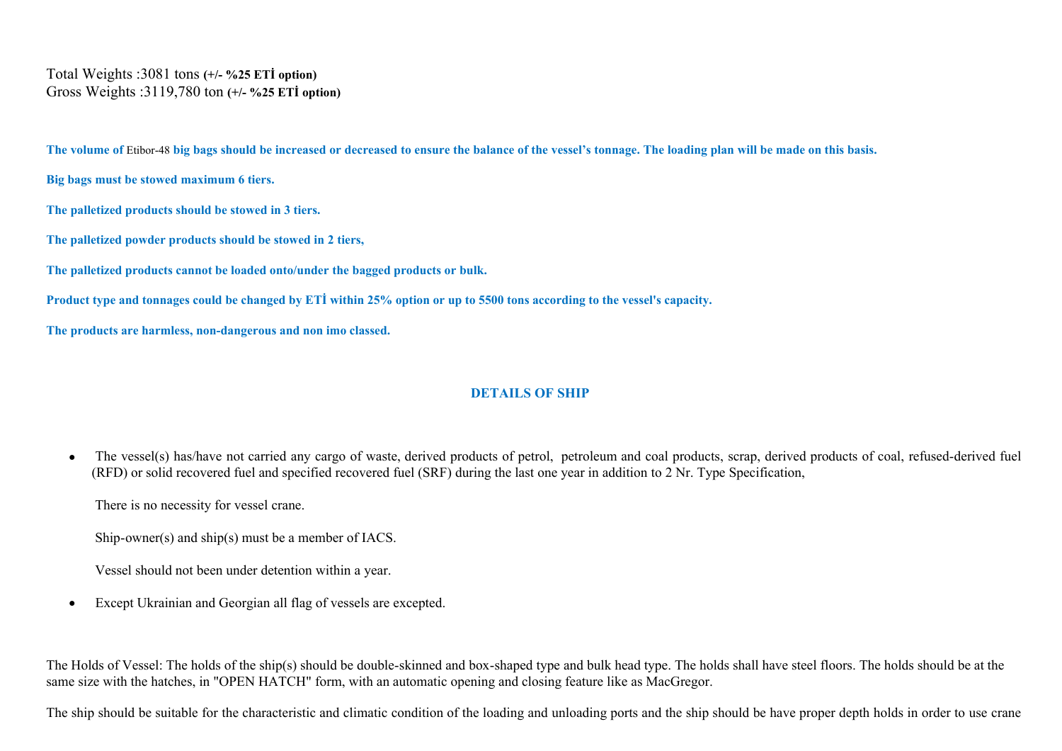Total Weights :3081 tons **(+/- %25 ETİ option)**
Gross Weights :3119,780 ton **(+/- %25 ETİ option)**

**The volume of** Etibor-48 **big bags should be increased or decreased to ensure the balance of the vessel's tonnage. The loading plan will be made on this basis.**

**Big bags must be stowed maximum 6 tiers.**

**The palletized products should be stowed in 3 tiers.**

**The palletized powder products should be stowed in 2 tiers,**

**The palletized products cannot be loaded onto/under the bagged products or bulk.**

**Product type and tonnages could be changed by ETİ within 25% option or up to 5500 tons according to the vessel's capacity.**

**The products are harmless, non-dangerous and non imo classed.**

## DETAILS OF SHIP

- The vessel(s) has/have not carried any cargo of waste, derived products of petrol, petroleum and coal products, scrap, derived products of coal, refused-derived fuel (RFD) or solid recovered fuel and specified recovered fuel (SRF) during the last one year in addition to 2 Nr. Type Specification,

  There is no necessity for vessel crane.

  Ship-owner(s) and ship(s) must be a member of IACS.

  Vessel should not been under detention within a year.

- Except Ukrainian and Georgian all flag of vessels are excepted.

The Holds of Vessel: The holds of the ship(s) should be double-skinned and box-shaped type and bulk head type. The holds shall have steel floors. The holds should be at the same size with the hatches, in "OPEN HATCH" form, with an automatic opening and closing feature like as MacGregor.

The ship should be suitable for the characteristic and climatic condition of the loading and unloading ports and the ship should be have proper depth holds in order to use crane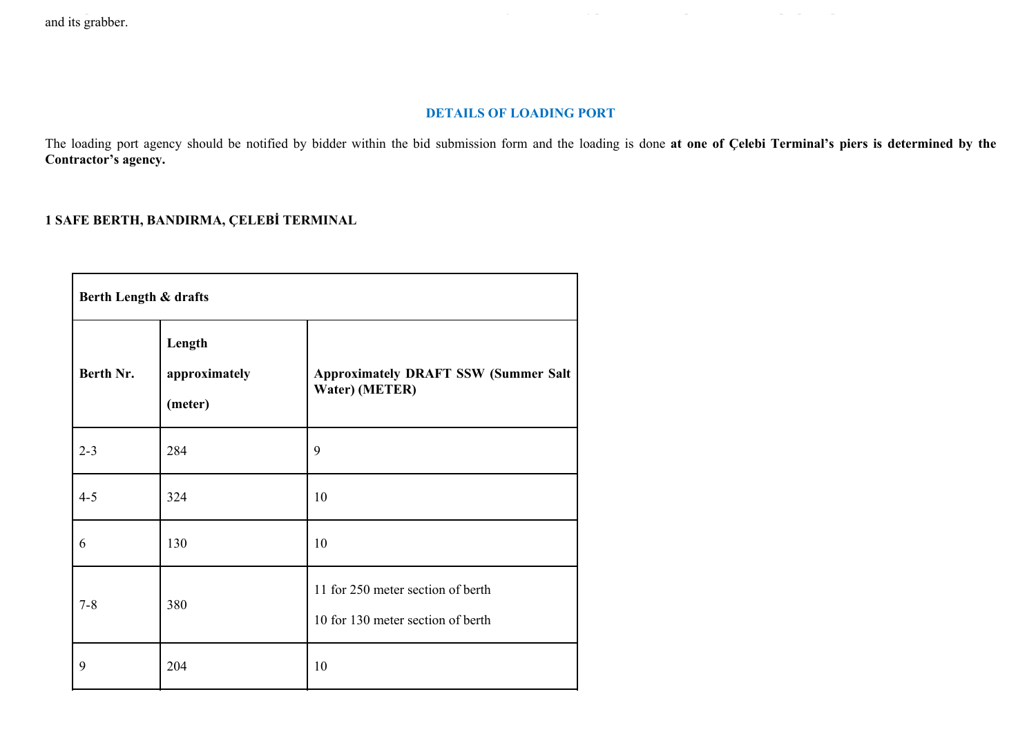and its grabber.

## DETAILS OF LOADING PORT

The loading port agency should be notified by bidder within the bid submission form and the loading is done **at one of Çelebi Terminal's piers is determined by the Contractor's agency.**

**1 SAFE BERTH, BANDIRMA, ÇELEBİ TERMINAL**

| **Berth Length & drafts** | | |
|---|---|---|
| **Berth Nr.** | **Length approximately (meter)** | **Approximately DRAFT SSW (Summer Salt Water) (METER)** |
| 2-3 | 284 | 9 |
| 4-5 | 324 | 10 |
| 6 | 130 | 10 |
| 7-8 | 380 | 11 for 250 meter section of berth<br>10 for 130 meter section of berth |
| 9 | 204 | 10 |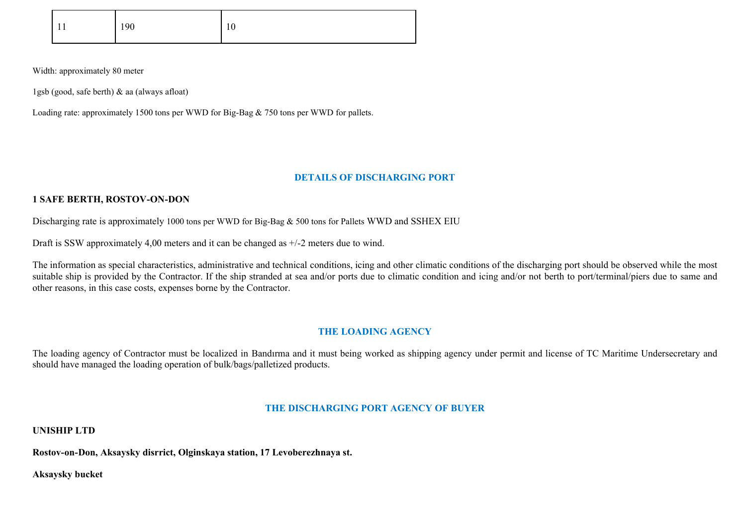| 11 | 190 | 10 |
|---|---|---|

Width: approximately 80 meter

1gsb (good, safe berth) & aa (always afloat)

Loading rate: approximately 1500 tons per WWD for Big-Bag & 750 tons per WWD for pallets.

## DETAILS OF DISCHARGING PORT

**1 SAFE BERTH, ROSTOV-ON-DON**

Discharging rate is approximately 1000 tons per WWD for Big-Bag & 500 tons for Pallets WWD and SSHEX EIU

Draft is SSW approximately 4,00 meters and it can be changed as +/-2 meters due to wind.

The information as special characteristics, administrative and technical conditions, icing and other climatic conditions of the discharging port should be observed while the most suitable ship is provided by the Contractor. If the ship stranded at sea and/or ports due to climatic condition and icing and/or not berth to port/terminal/piers due to same and other reasons, in this case costs, expenses borne by the Contractor.

## THE LOADING AGENCY

The loading agency of Contractor must be localized in Bandırma and it must being worked as shipping agency under permit and license of TC Maritime Undersecretary and should have managed the loading operation of bulk/bags/palletized products.

## THE DISCHARGING PORT AGENCY OF BUYER

**UNISHIP LTD**

**Rostov-on-Don, Aksaysky disrrict, Olginskaya station, 17 Levoberezhnaya st.**

**Aksaysky bucket**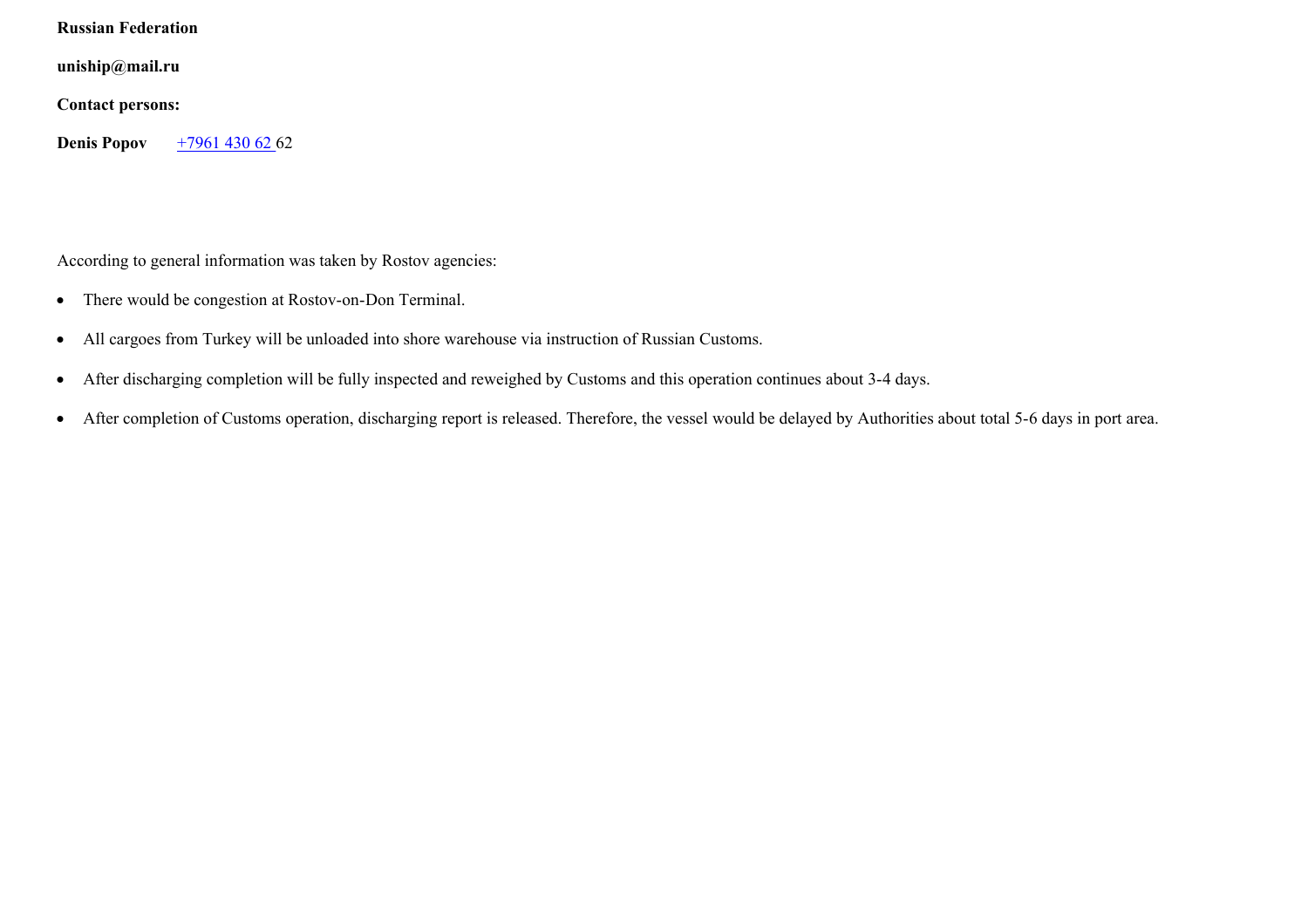**Russian Federation**

**uniship@mail.ru**

**Contact persons:**

**Denis Popov** +7961 430 62 62

According to general information was taken by Rostov agencies:

- There would be congestion at Rostov-on-Don Terminal.
- All cargoes from Turkey will be unloaded into shore warehouse via instruction of Russian Customs.
- After discharging completion will be fully inspected and reweighed by Customs and this operation continues about 3-4 days.
- After completion of Customs operation, discharging report is released. Therefore, the vessel would be delayed by Authorities about total 5-6 days in port area.